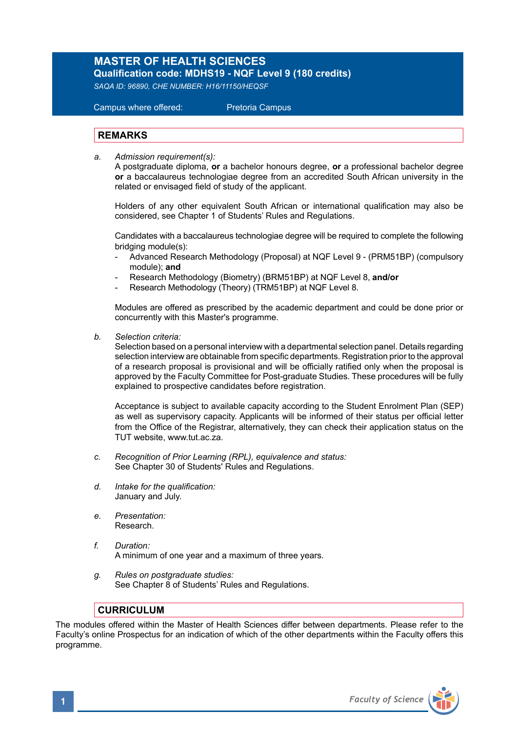# MASTER OF HEALTH SCIENCES

**Qualification code: MDHS19 - NQF Level 9 (180 credits)**

*SAQA ID: 96890, CHE NUMBER: H16/11150/HEQSF*

Campus where offered: Pretoria Campus

## REMARKS

a. *Admission requirement(s):*
A postgraduate diploma, **or** a bachelor honours degree, **or** a professional bachelor degree **or** a baccalaureus technologiae degree from an accredited South African university in the related or envisaged field of study of the applicant.

Holders of any other equivalent South African or international qualification may also be considered, see Chapter 1 of Students' Rules and Regulations.

Candidates with a baccalaureus technologiae degree will be required to complete the following bridging module(s):
- Advanced Research Methodology (Proposal) at NQF Level 9 - (PRM51BP) (compulsory module); **and**
- Research Methodology (Biometry) (BRM51BP) at NQF Level 8, **and/or**
- Research Methodology (Theory) (TRM51BP) at NQF Level 8.

Modules are offered as prescribed by the academic department and could be done prior or concurrently with this Master's programme.

b. *Selection criteria:*
Selection based on a personal interview with a departmental selection panel. Details regarding selection interview are obtainable from specific departments. Registration prior to the approval of a research proposal is provisional and will be officially ratified only when the proposal is approved by the Faculty Committee for Post-graduate Studies. These procedures will be fully explained to prospective candidates before registration.

Acceptance is subject to available capacity according to the Student Enrolment Plan (SEP) as well as supervisory capacity. Applicants will be informed of their status per official letter from the Office of the Registrar, alternatively, they can check their application status on the TUT website, www.tut.ac.za.

c. *Recognition of Prior Learning (RPL), equivalence and status:*
See Chapter 30 of Students' Rules and Regulations.

d. *Intake for the qualification:*
January and July.

e. *Presentation:*
Research.

f. *Duration:*
A minimum of one year and a maximum of three years.

g. *Rules on postgraduate studies:*
See Chapter 8 of Students' Rules and Regulations.

## CURRICULUM

The modules offered within the Master of Health Sciences differ between departments. Please refer to the Faculty's online Prospectus for an indication of which of the other departments within the Faculty offers this programme.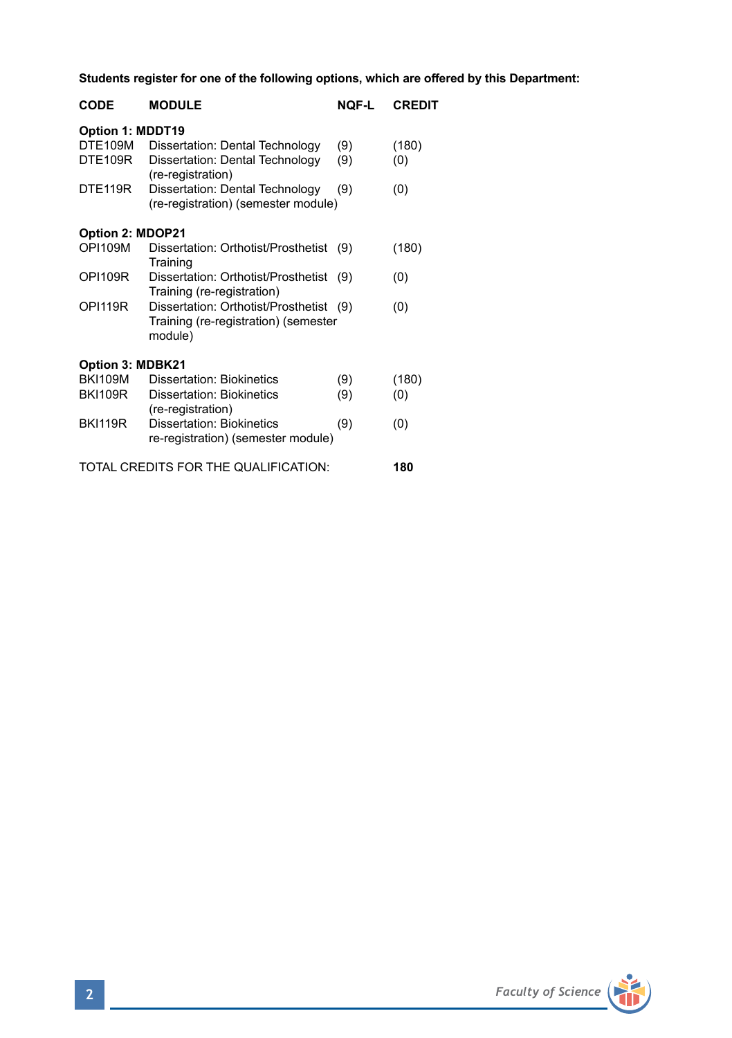**Students register for one of the following options, which are offered by this Department:**

| CODE | MODULE | NQF-L | CREDIT |
|---|---|---|---|
| **Option 1: MDDT19** | | | |
| DTE109M | Dissertation: Dental Technology | (9) | (180) |
| DTE109R | Dissertation: Dental Technology (re-registration) | (9) | (0) |
| DTE119R | Dissertation: Dental Technology (re-registration) (semester module) | (9) | (0) |
| **Option 2: MDOP21** | | | |
| OPI109M | Dissertation: Orthotist/Prosthetist Training | (9) | (180) |
| OPI109R | Dissertation: Orthotist/Prosthetist Training (re-registration) | (9) | (0) |
| OPI119R | Dissertation: Orthotist/Prosthetist Training (re-registration) (semester module) | (9) | (0) |
| **Option 3: MDBK21** | | | |
| BKI109M | Dissertation: Biokinetics | (9) | (180) |
| BKI109R | Dissertation: Biokinetics (re-registration) | (9) | (0) |
| BKI119R | Dissertation: Biokinetics re-registration) (semester module) | (9) | (0) |

TOTAL CREDITS FOR THE QUALIFICATION: **180**